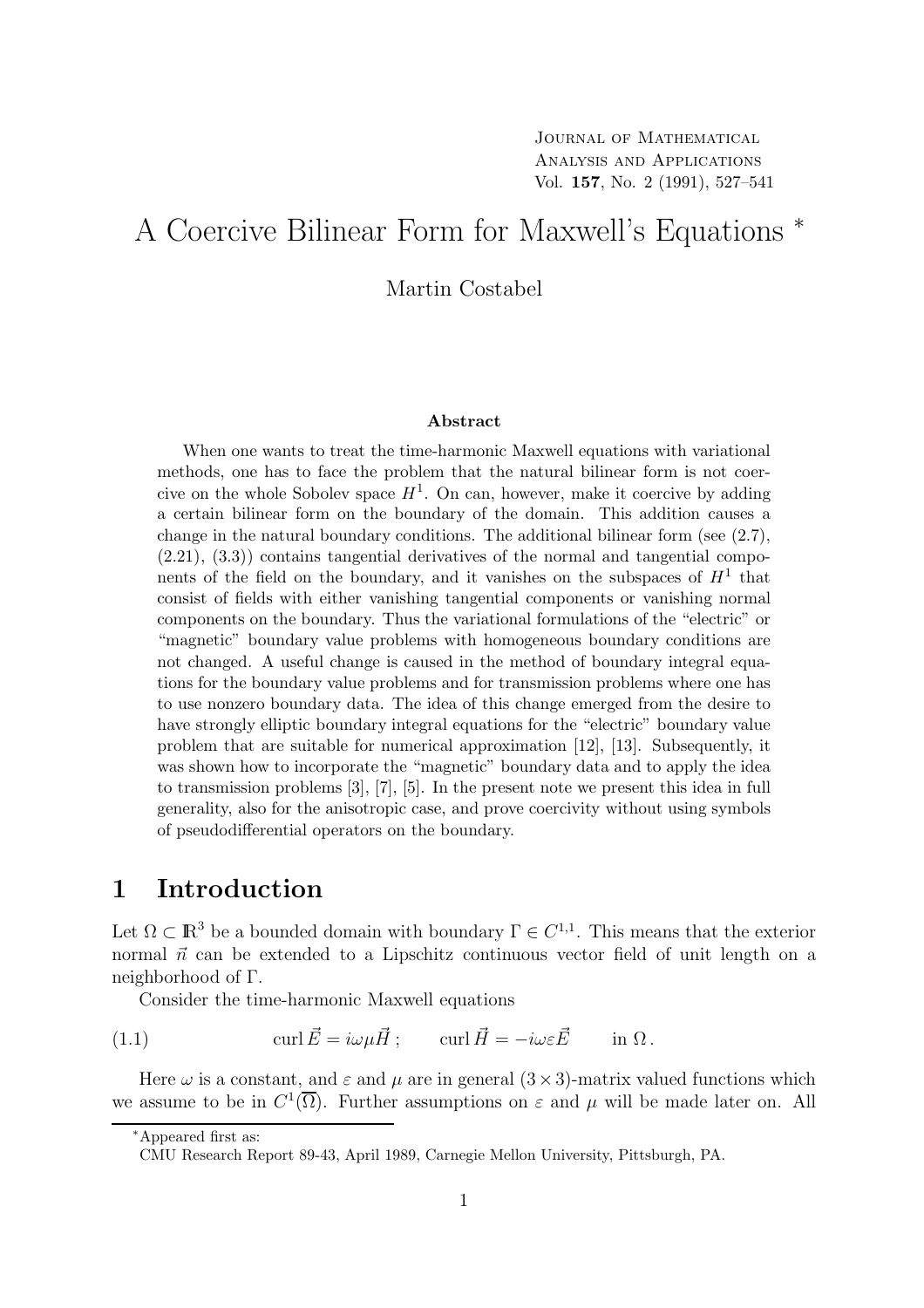Journal of Mathematical Analysis and Applications
Vol. **157**, No. 2 (1991), 527–541

# A Coercive Bilinear Form for Maxwell's Equations *

Martin Costabel

### Abstract

When one wants to treat the time-harmonic Maxwell equations with variational methods, one has to face the problem that the natural bilinear form is not coercive on the whole Sobolev space $H^1$. On can, however, make it coercive by adding a certain bilinear form on the boundary of the domain. This addition causes a change in the natural boundary conditions. The additional bilinear form (see (2.7), (2.21), (3.3)) contains tangential derivatives of the normal and tangential components of the field on the boundary, and it vanishes on the subspaces of $H^1$ that consist of fields with either vanishing tangential components or vanishing normal components on the boundary. Thus the variational formulations of the "electric" or "magnetic" boundary value problems with homogeneous boundary conditions are not changed. A useful change is caused in the method of boundary integral equations for the boundary value problems and for transmission problems where one has to use nonzero boundary data. The idea of this change emerged from the desire to have strongly elliptic boundary integral equations for the "electric" boundary value problem that are suitable for numerical approximation [12], [13]. Subsequently, it was shown how to incorporate the "magnetic" boundary data and to apply the idea to transmission problems [3], [7], [5]. In the present note we present this idea in full generality, also for the anisotropic case, and prove coercivity without using symbols of pseudodifferential operators on the boundary.

## 1 Introduction

Let $\Omega \subset \mathbb{R}^3$ be a bounded domain with boundary $\Gamma \in C^{1,1}$. This means that the exterior normal $\vec{n}$ can be extended to a Lipschitz continuous vector field of unit length on a neighborhood of $\Gamma$.

Consider the time-harmonic Maxwell equations

$$\text{(1.1)} \qquad \operatorname{curl} \vec{E} = i\omega\mu\vec{H}\,; \qquad \operatorname{curl} \vec{H} = -i\omega\varepsilon\vec{E} \qquad \text{in } \Omega\,.$$

Here $\omega$ is a constant, and $\varepsilon$ and $\mu$ are in general $(3 \times 3)$-matrix valued functions which we assume to be in $C^1(\overline{\Omega})$. Further assumptions on $\varepsilon$ and $\mu$ will be made later on. All

*Appeared first as:
CMU Research Report 89-43, April 1989, Carnegie Mellon University, Pittsburgh, PA.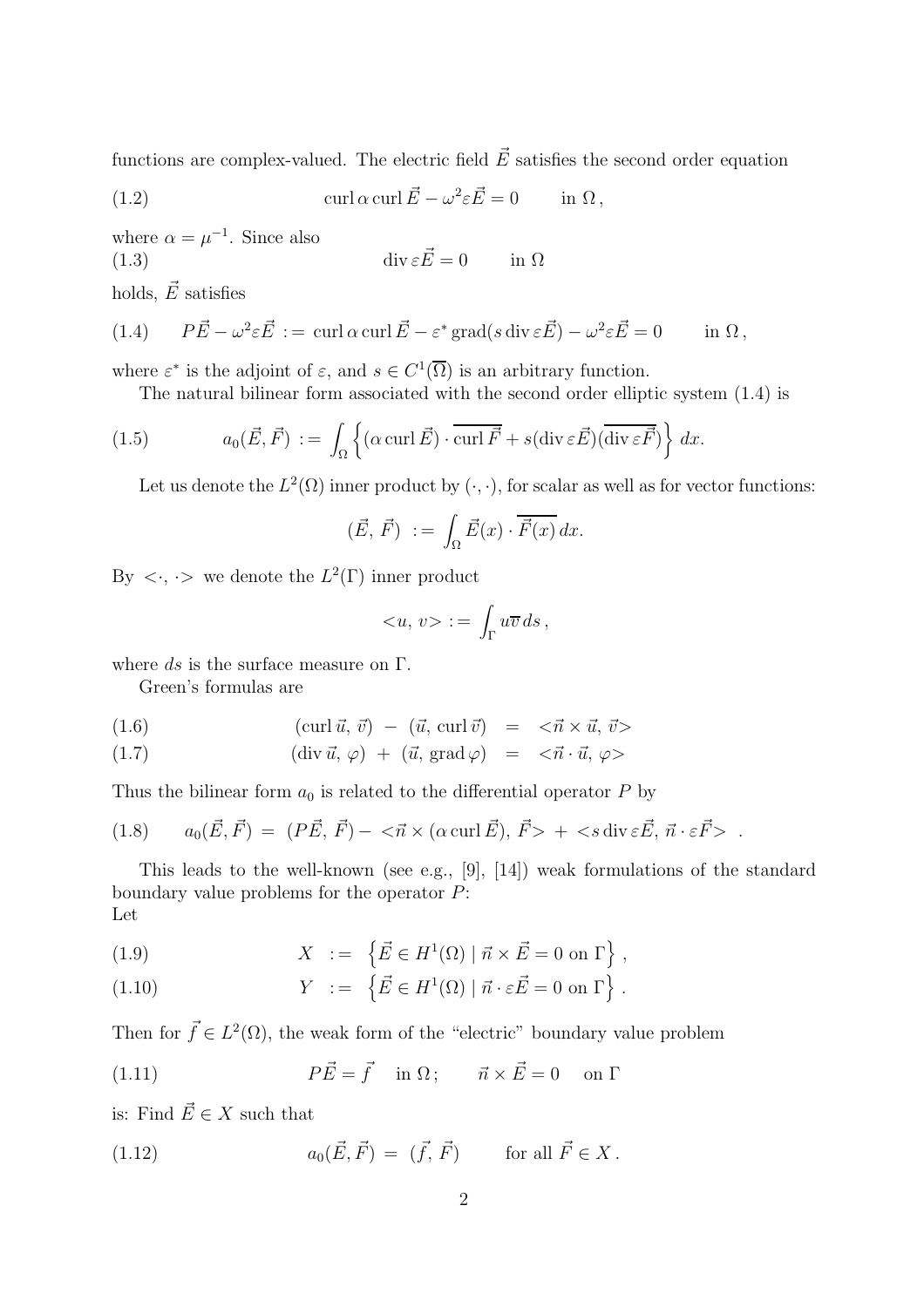functions are complex-valued. The electric field $\vec{E}$ satisfies the second order equation

$$\operatorname{curl} \alpha \operatorname{curl} \vec{E} - \omega^2 \varepsilon \vec{E} = 0 \qquad \text{in } \Omega\,, \tag{1.2}$$

where $\alpha = \mu^{-1}$. Since also

$$\operatorname{div} \varepsilon \vec{E} = 0 \qquad \text{in } \Omega \tag{1.3}$$

holds, $\vec{E}$ satisfies

$$P\vec{E} - \omega^2 \varepsilon \vec{E} \;:=\; \operatorname{curl} \alpha \operatorname{curl} \vec{E} - \varepsilon^* \operatorname{grad}(s \operatorname{div} \varepsilon \vec{E}) - \omega^2 \varepsilon \vec{E} = 0 \qquad \text{in } \Omega\,, \tag{1.4}$$

where $\varepsilon^*$ is the adjoint of $\varepsilon$, and $s \in C^1(\overline{\Omega})$ is an arbitrary function.

The natural bilinear form associated with the second order elliptic system (1.4) is

$$a_0(\vec{E}, \vec{F}) \;:=\; \int_\Omega \left\{ (\alpha \operatorname{curl} \vec{E}) \cdot \overline{\operatorname{curl} \vec{F}} + s(\operatorname{div} \varepsilon \vec{E})(\overline{\operatorname{div} \varepsilon \vec{F}}) \right\} \, dx. \tag{1.5}$$

Let us denote the $L^2(\Omega)$ inner product by $(\cdot, \cdot)$, for scalar as well as for vector functions:

$$(\vec{E},\, \vec{F}) \;:=\; \int_\Omega \vec{E}(x) \cdot \overline{\vec{F}(x)} \, dx.$$

By $<\cdot,\, \cdot>$ we denote the $L^2(\Gamma)$ inner product

$$<u,\, v> \,:=\, \int_\Gamma u \overline{v} \, ds\,,$$

where $ds$ is the surface measure on $\Gamma$.

Green's formulas are

$$(\operatorname{curl} \vec{u},\, \vec{v}) \;-\; (\vec{u},\, \operatorname{curl} \vec{v}) \;=\; <\vec{n} \times \vec{u},\, \vec{v}> \tag{1.6}$$

$$(\operatorname{div} \vec{u},\, \varphi) \;+\; (\vec{u},\, \operatorname{grad} \varphi) \;=\; <\vec{n} \cdot \vec{u},\, \varphi> \tag{1.7}$$

Thus the bilinear form $a_0$ is related to the differential operator $P$ by

$$a_0(\vec{E}, \vec{F}) \;=\; (P\vec{E},\, \vec{F}) - <\vec{n} \times (\alpha \operatorname{curl} \vec{E}),\, \vec{F}> \;+\; <s \operatorname{div} \varepsilon \vec{E},\, \vec{n} \cdot \varepsilon \vec{F}> \;. \tag{1.8}$$

This leads to the well-known (see e.g., [9], [14]) weak formulations of the standard boundary value problems for the operator $P$:
Let

$$X \;:=\; \left\{ \vec{E} \in H^1(\Omega) \mid \vec{n} \times \vec{E} = 0 \text{ on } \Gamma \right\}, \tag{1.9}$$

$$Y \;:=\; \left\{ \vec{E} \in H^1(\Omega) \mid \vec{n} \cdot \varepsilon \vec{E} = 0 \text{ on } \Gamma \right\}. \tag{1.10}$$

Then for $\vec{f} \in L^2(\Omega)$, the weak form of the "electric" boundary value problem

$$P\vec{E} = \vec{f} \quad \text{in } \Omega\,; \qquad \vec{n} \times \vec{E} = 0 \quad \text{on } \Gamma \tag{1.11}$$

is: Find $\vec{E} \in X$ such that

$$a_0(\vec{E}, \vec{F}) \;=\; (\vec{f},\, \vec{F}) \qquad \text{for all } \vec{F} \in X\,. \tag{1.12}$$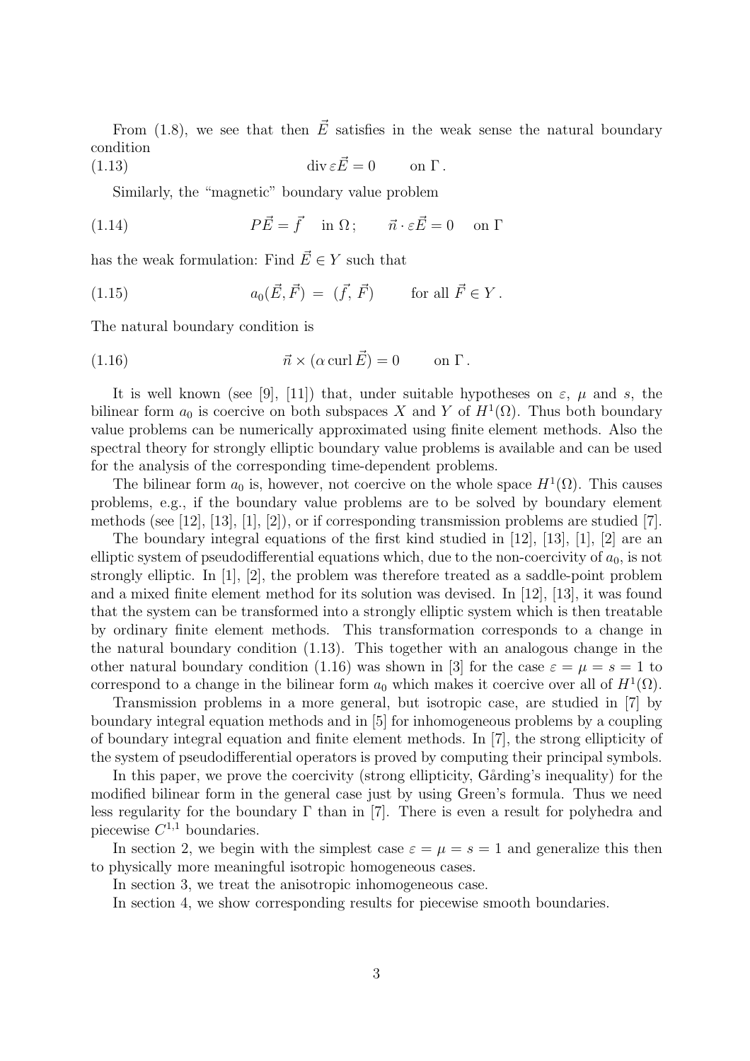From (1.8), we see that then $\vec{E}$ satisfies in the weak sense the natural boundary condition

$$\operatorname{div} \varepsilon \vec{E} = 0 \qquad \text{on } \Gamma\,. \tag{1.13}$$

Similarly, the "magnetic" boundary value problem

$$P\vec{E} = \vec{f} \quad \text{in } \Omega\,; \qquad \vec{n} \cdot \varepsilon \vec{E} = 0 \quad \text{on } \Gamma \tag{1.14}$$

has the weak formulation: Find $\vec{E} \in Y$ such that

$$a_0(\vec{E}, \vec{F}) \;=\; (\vec{f}, \vec{F}) \qquad \text{for all } \vec{F} \in Y\,. \tag{1.15}$$

The natural boundary condition is

$$\vec{n} \times (\alpha \operatorname{curl} \vec{E}) = 0 \qquad \text{on } \Gamma\,. \tag{1.16}$$

It is well known (see [9], [11]) that, under suitable hypotheses on $\varepsilon$, $\mu$ and $s$, the bilinear form $a_0$ is coercive on both subspaces $X$ and $Y$ of $H^1(\Omega)$. Thus both boundary value problems can be numerically approximated using finite element methods. Also the spectral theory for strongly elliptic boundary value problems is available and can be used for the analysis of the corresponding time-dependent problems.

The bilinear form $a_0$ is, however, not coercive on the whole space $H^1(\Omega)$. This causes problems, e.g., if the boundary value problems are to be solved by boundary element methods (see [12], [13], [1], [2]), or if corresponding transmission problems are studied [7].

The boundary integral equations of the first kind studied in [12], [13], [1], [2] are an elliptic system of pseudodifferential equations which, due to the non-coercivity of $a_0$, is not strongly elliptic. In [1], [2], the problem was therefore treated as a saddle-point problem and a mixed finite element method for its solution was devised. In [12], [13], it was found that the system can be transformed into a strongly elliptic system which is then treatable by ordinary finite element methods. This transformation corresponds to a change in the natural boundary condition (1.13). This together with an analogous change in the other natural boundary condition (1.16) was shown in [3] for the case $\varepsilon = \mu = s = 1$ to correspond to a change in the bilinear form $a_0$ which makes it coercive over all of $H^1(\Omega)$.

Transmission problems in a more general, but isotropic case, are studied in [7] by boundary integral equation methods and in [5] for inhomogeneous problems by a coupling of boundary integral equation and finite element methods. In [7], the strong ellipticity of the system of pseudodifferential operators is proved by computing their principal symbols.

In this paper, we prove the coercivity (strong ellipticity, Gårding's inequality) for the modified bilinear form in the general case just by using Green's formula. Thus we need less regularity for the boundary $\Gamma$ than in [7]. There is even a result for polyhedra and piecewise $C^{1,1}$ boundaries.

In section 2, we begin with the simplest case $\varepsilon = \mu = s = 1$ and generalize this then to physically more meaningful isotropic homogeneous cases.

In section 3, we treat the anisotropic inhomogeneous case.

In section 4, we show corresponding results for piecewise smooth boundaries.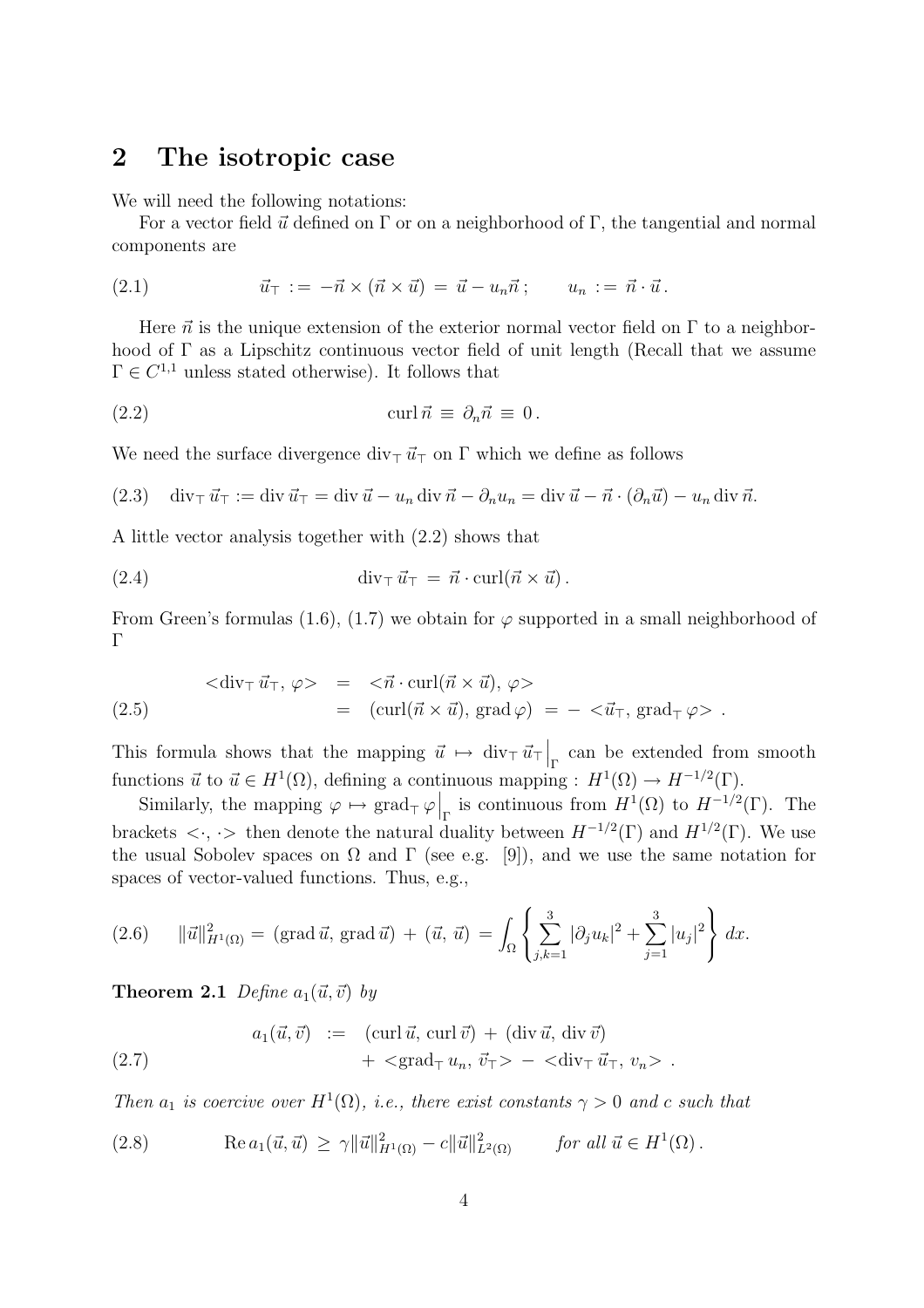## 2 The isotropic case

We will need the following notations:

For a vector field $\vec{u}$ defined on $\Gamma$ or on a neighborhood of $\Gamma$, the tangential and normal components are

$$\vec{u}_\top := -\vec{n} \times (\vec{n} \times \vec{u}) = \vec{u} - u_n \vec{n}\,; \qquad u_n := \vec{n} \cdot \vec{u}\,. \tag{2.1}$$

Here $\vec{n}$ is the unique extension of the exterior normal vector field on $\Gamma$ to a neighborhood of $\Gamma$ as a Lipschitz continuous vector field of unit length (Recall that we assume $\Gamma \in C^{1,1}$ unless stated otherwise). It follows that

$$\operatorname{curl} \vec{n} \equiv \partial_n \vec{n} \equiv 0\,. \tag{2.2}$$

We need the surface divergence $\operatorname{div}_\top \vec{u}_\top$ on $\Gamma$ which we define as follows

$$\operatorname{div}_\top \vec{u}_\top := \operatorname{div} \vec{u}_\top = \operatorname{div} \vec{u} - u_n \operatorname{div} \vec{n} - \partial_n u_n = \operatorname{div} \vec{u} - \vec{n} \cdot (\partial_n \vec{u}) - u_n \operatorname{div} \vec{n}. \tag{2.3}$$

A little vector analysis together with (2.2) shows that

$$\operatorname{div}_\top \vec{u}_\top = \vec{n} \cdot \operatorname{curl}(\vec{n} \times \vec{u})\,. \tag{2.4}$$

From Green's formulas (1.6), (1.7) we obtain for $\varphi$ supported in a small neighborhood of $\Gamma$

$$\begin{aligned} <\operatorname{div}_\top \vec{u}_\top,\, \varphi> &= <\vec{n} \cdot \operatorname{curl}(\vec{n} \times \vec{u}),\, \varphi> \\ &= (\operatorname{curl}(\vec{n} \times \vec{u}),\, \operatorname{grad} \varphi) = -<\vec{u}_\top,\, \operatorname{grad}_\top \varphi>\,. \end{aligned} \tag{2.5}$$

This formula shows that the mapping $\vec{u} \mapsto \operatorname{div}_\top \vec{u}_\top\big|_\Gamma$ can be extended from smooth functions $\vec{u}$ to $\vec{u} \in H^1(\Omega)$, defining a continuous mapping : $H^1(\Omega) \to H^{-1/2}(\Gamma)$.

Similarly, the mapping $\varphi \mapsto \operatorname{grad}_\top \varphi\big|_\Gamma$ is continuous from $H^1(\Omega)$ to $H^{-1/2}(\Gamma)$. The brackets $<\cdot, \cdot>$ then denote the natural duality between $H^{-1/2}(\Gamma)$ and $H^{1/2}(\Gamma)$. We use the usual Sobolev spaces on $\Omega$ and $\Gamma$ (see e.g. [9]), and we use the same notation for spaces of vector-valued functions. Thus, e.g.,

$$\|\vec{u}\|^2_{H^1(\Omega)} = (\operatorname{grad} \vec{u},\, \operatorname{grad} \vec{u}) + (\vec{u},\, \vec{u}) = \int_\Omega \left\{ \sum_{j,k=1}^3 |\partial_j u_k|^2 + \sum_{j=1}^3 |u_j|^2 \right\} dx. \tag{2.6}$$

**Theorem 2.1** *Define $a_1(\vec{u}, \vec{v})$ by*

$$\begin{aligned} a_1(\vec{u}, \vec{v}) :=\; & (\operatorname{curl} \vec{u},\, \operatorname{curl} \vec{v}) + (\operatorname{div} \vec{u},\, \operatorname{div} \vec{v}) \\ & + <\operatorname{grad}_\top u_n,\, \vec{v}_\top> - <\operatorname{div}_\top \vec{u}_\top,\, v_n>\,. \end{aligned} \tag{2.7}$$

*Then $a_1$ is coercive over $H^1(\Omega)$, i.e., there exist constants $\gamma > 0$ and $c$ such that*

$$\operatorname{Re} a_1(\vec{u}, \vec{u}) \geq \gamma \|\vec{u}\|^2_{H^1(\Omega)} - c\|\vec{u}\|^2_{L^2(\Omega)} \qquad \textit{for all } \vec{u} \in H^1(\Omega)\,. \tag{2.8}$$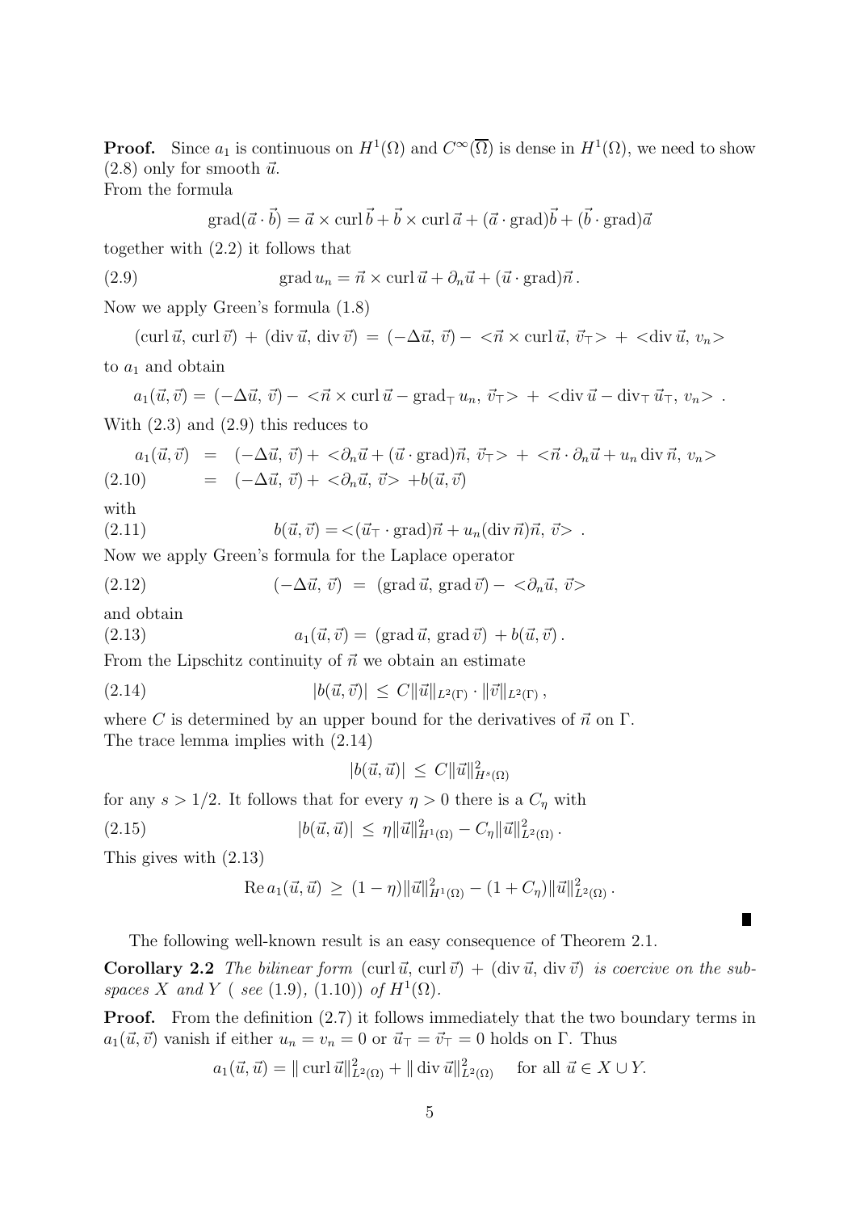**Proof.** Since $a_1$ is continuous on $H^1(\Omega)$ and $C^\infty(\overline{\Omega})$ is dense in $H^1(\Omega)$, we need to show (2.8) only for smooth $\vec{u}$.
From the formula

$$\operatorname{grad}(\vec{a}\cdot\vec{b}) = \vec{a}\times\operatorname{curl}\vec{b} + \vec{b}\times\operatorname{curl}\vec{a} + (\vec{a}\cdot\operatorname{grad})\vec{b} + (\vec{b}\cdot\operatorname{grad})\vec{a}$$

together with (2.2) it follows that

$$\operatorname{grad} u_n = \vec{n}\times\operatorname{curl}\vec{u} + \partial_n\vec{u} + (\vec{u}\cdot\operatorname{grad})\vec{n}\,. \tag{2.9}$$

Now we apply Green's formula (1.8)

$$(\operatorname{curl}\vec{u},\,\operatorname{curl}\vec{v}) + (\operatorname{div}\vec{u},\,\operatorname{div}\vec{v}) = (-\Delta\vec{u},\,\vec{v}) - <\vec{n}\times\operatorname{curl}\vec{u},\,\vec{v}_\top> + <\operatorname{div}\vec{u},\,v_n>$$

to $a_1$ and obtain

$$a_1(\vec{u},\vec{v}) = (-\Delta\vec{u},\,\vec{v}) - <\vec{n}\times\operatorname{curl}\vec{u} - \operatorname{grad}_\top u_n,\,\vec{v}_\top> + <\operatorname{div}\vec{u} - \operatorname{div}_\top\vec{u}_\top,\,v_n>\,.$$

With (2.3) and (2.9) this reduces to

$$\begin{aligned} a_1(\vec{u},\vec{v}) &= (-\Delta\vec{u},\,\vec{v}) + <\partial_n\vec{u} + (\vec{u}\cdot\operatorname{grad})\vec{n},\,\vec{v}_\top> + <\vec{n}\cdot\partial_n\vec{u} + u_n\operatorname{div}\vec{n},\,v_n> \\ &= (-\Delta\vec{u},\,\vec{v}) + <\partial_n\vec{u},\,\vec{v}> + b(\vec{u},\vec{v}) \end{aligned} \tag{2.10}$$

with

$$b(\vec{u},\vec{v}) = <(\vec{u}_\top\cdot\operatorname{grad})\vec{n} + u_n(\operatorname{div}\vec{n})\vec{n},\,\vec{v}>\,. \tag{2.11}$$

Now we apply Green's formula for the Laplace operator

$$(-\Delta\vec{u},\,\vec{v}) = (\operatorname{grad}\vec{u},\,\operatorname{grad}\vec{v}) - <\partial_n\vec{u},\,\vec{v}> \tag{2.12}$$

and obtain

$$a_1(\vec{u},\vec{v}) = (\operatorname{grad}\vec{u},\,\operatorname{grad}\vec{v}) + b(\vec{u},\vec{v})\,. \tag{2.13}$$

From the Lipschitz continuity of $\vec{n}$ we obtain an estimate

$$|b(\vec{u},\vec{v})| \le C\|\vec{u}\|_{L^2(\Gamma)}\cdot\|\vec{v}\|_{L^2(\Gamma)}\,, \tag{2.14}$$

where $C$ is determined by an upper bound for the derivatives of $\vec{n}$ on $\Gamma$.
The trace lemma implies with (2.14)

$$|b(\vec{u},\vec{u})| \le C\|\vec{u}\|^2_{H^s(\Omega)}$$

for any $s > 1/2$. It follows that for every $\eta > 0$ there is a $C_\eta$ with

$$|b(\vec{u},\vec{u})| \le \eta\|\vec{u}\|^2_{H^1(\Omega)} - C_\eta\|\vec{u}\|^2_{L^2(\Omega)}\,. \tag{2.15}$$

This gives with (2.13)

$$\operatorname{Re} a_1(\vec{u},\vec{u}) \ge (1-\eta)\|\vec{u}\|^2_{H^1(\Omega)} - (1 + C_\eta)\|\vec{u}\|^2_{L^2(\Omega)}\,.$$

∎

The following well-known result is an easy consequence of Theorem 2.1.

**Corollary 2.2** *The bilinear form* $(\operatorname{curl}\vec{u},\,\operatorname{curl}\vec{v}) + (\operatorname{div}\vec{u},\,\operatorname{div}\vec{v})$ *is coercive on the subspaces* $X$ *and* $Y$ *( see* (1.9), (1.10)*) of* $H^1(\Omega)$.

**Proof.** From the definition (2.7) it follows immediately that the two boundary terms in $a_1(\vec{u},\vec{v})$ vanish if either $u_n = v_n = 0$ or $\vec{u}_\top = \vec{v}_\top = 0$ holds on $\Gamma$. Thus

$$a_1(\vec{u},\vec{u}) = \|\operatorname{curl}\vec{u}\|^2_{L^2(\Omega)} + \|\operatorname{div}\vec{u}\|^2_{L^2(\Omega)} \quad \text{for all } \vec{u}\in X\cup Y.$$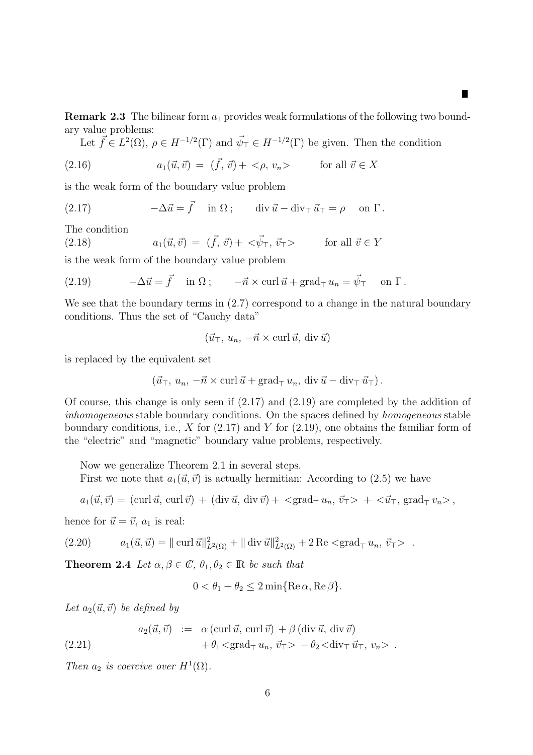∎

**Remark 2.3** The bilinear form $a_1$ provides weak formulations of the following two boundary value problems:

Let $\vec{f} \in L^2(\Omega)$, $\rho \in H^{-1/2}(\Gamma)$ and $\vec{\psi}_\top \in H^{-1/2}(\Gamma)$ be given. Then the condition

$$a_1(\vec{u},\vec{v}) \;=\; (\vec{f},\,\vec{v}) + <\rho,\,v_n> \qquad \text{for all } \vec{v} \in X \tag{2.16}$$

is the weak form of the boundary value problem

$$-\Delta\vec{u} = \vec{f} \quad \text{in } \Omega\,; \qquad \operatorname{div}\vec{u} - \operatorname{div}_\top \vec{u}_\top = \rho \quad \text{on } \Gamma\,. \tag{2.17}$$

The condition

$$a_1(\vec{u},\vec{v}) \;=\; (\vec{f},\,\vec{v}) + <\vec{\psi}_\top,\,\vec{v}_\top> \qquad \text{for all } \vec{v} \in Y \tag{2.18}$$

is the weak form of the boundary value problem

$$-\Delta\vec{u} = \vec{f} \quad \text{in } \Omega\,; \qquad -\vec{n}\times\operatorname{curl}\vec{u} + \operatorname{grad}_\top u_n = \vec{\psi}_\top \quad \text{on } \Gamma\,. \tag{2.19}$$

We see that the boundary terms in (2.7) correspond to a change in the natural boundary conditions. Thus the set of "Cauchy data"

$$(\vec{u}_\top,\, u_n,\, -\vec{n}\times\operatorname{curl}\vec{u},\, \operatorname{div}\vec{u})$$

is replaced by the equivalent set

$$(\vec{u}_\top,\, u_n,\, -\vec{n}\times\operatorname{curl}\vec{u} + \operatorname{grad}_\top u_n,\, \operatorname{div}\vec{u} - \operatorname{div}_\top\vec{u}_\top)\,.$$

Of course, this change is only seen if (2.17) and (2.19) are completed by the addition of *inhomogeneous* stable boundary conditions. On the spaces defined by *homogeneous* stable boundary conditions, i.e., $X$ for (2.17) and $Y$ for (2.19), one obtains the familiar form of the "electric" and "magnetic" boundary value problems, respectively.

Now we generalize Theorem 2.1 in several steps.

First we note that $a_1(\vec{u},\vec{v})$ is actually hermitian: According to (2.5) we have

$$a_1(\vec{u},\vec{v}) = (\operatorname{curl}\vec{u},\,\operatorname{curl}\vec{v}) \;+\; (\operatorname{div}\vec{u},\,\operatorname{div}\vec{v}) + <\operatorname{grad}_\top u_n,\,\vec{v}_\top> \;+\; <\vec{u}_\top,\,\operatorname{grad}_\top v_n>\,,$$

hence for $\vec{u} = \vec{v}$, $a_1$ is real:

$$a_1(\vec{u},\vec{u}) = \|\operatorname{curl}\vec{u}\|^2_{L^2(\Omega)} + \|\operatorname{div}\vec{u}\|^2_{L^2(\Omega)} + 2\operatorname{Re} <\operatorname{grad}_\top u_n,\,\vec{v}_\top> \quad . \tag{2.20}$$

**Theorem 2.4** *Let $\alpha, \beta \in \mathbb{C}$, $\theta_1, \theta_2 \in \mathbb{R}$ be such that*

$$0 < \theta_1 + \theta_2 \le 2\min\{\operatorname{Re}\alpha, \operatorname{Re}\beta\}.$$

*Let $a_2(\vec{u},\vec{v})$ be defined by*

$$\begin{aligned} a_2(\vec{u},\vec{v}) \;&:=\; \alpha\,(\operatorname{curl}\vec{u},\,\operatorname{curl}\vec{v}) \;+\; \beta\,(\operatorname{div}\vec{u},\,\operatorname{div}\vec{v}) \\ &\qquad + \theta_1 <\operatorname{grad}_\top u_n,\,\vec{v}_\top> \;-\; \theta_2 <\operatorname{div}_\top\vec{u}_\top,\,v_n> \;. \end{aligned} \tag{2.21}$$

*Then $a_2$ is coercive over $H^1(\Omega)$.*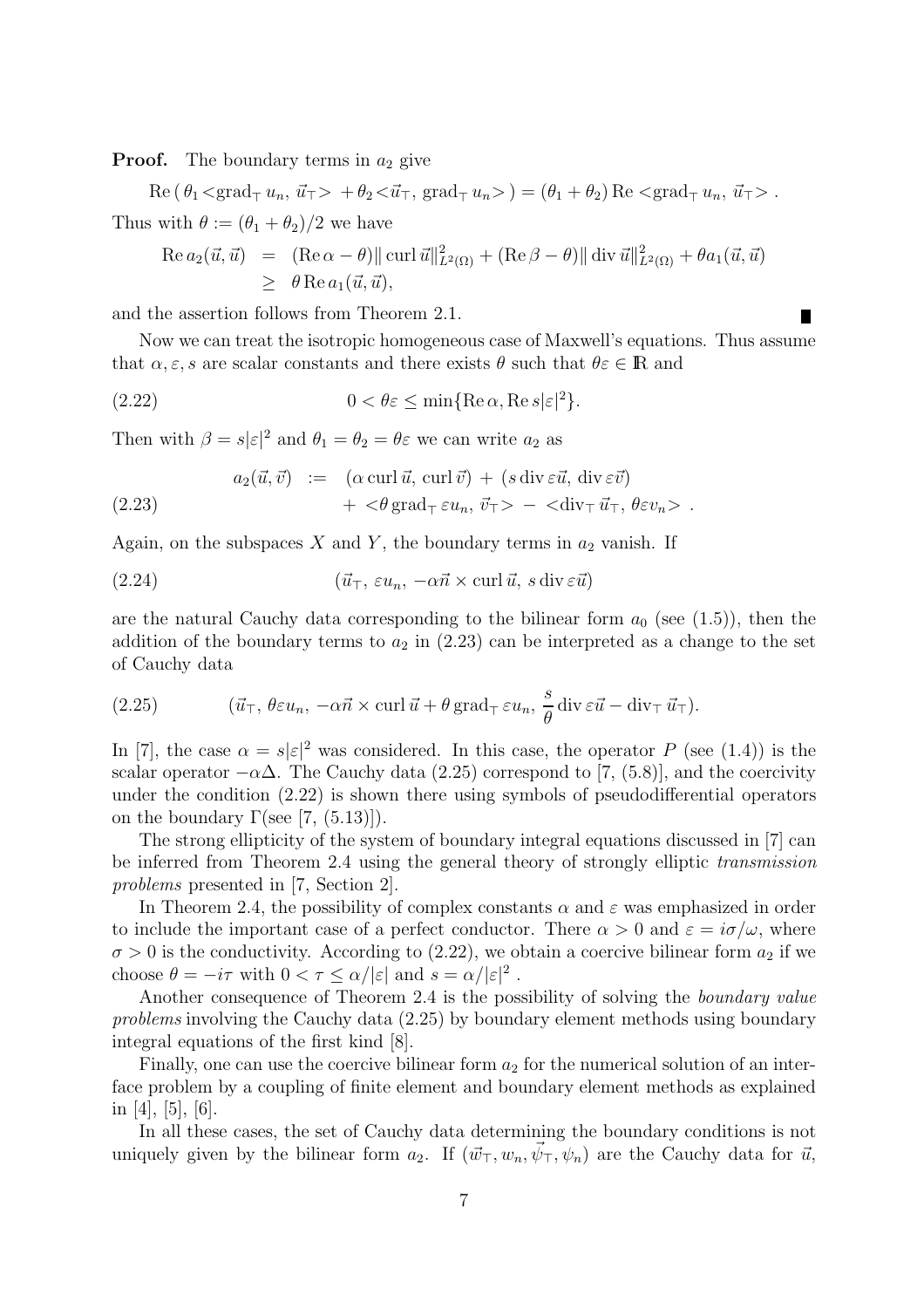**Proof.** The boundary terms in $a_2$ give

$$\mathrm{Re}\,(\,\theta_1 < \mathrm{grad}_\top\, u_n,\ \vec{u}_\top > \,+ \theta_2 < \vec{u}_\top,\ \mathrm{grad}_\top\, u_n > ) = (\theta_1 + \theta_2)\,\mathrm{Re} < \mathrm{grad}_\top\, u_n,\ \vec{u}_\top > .$$

Thus with $\theta := (\theta_1 + \theta_2)/2$ we have

$$\begin{aligned}
\mathrm{Re}\, a_2(\vec{u}, \vec{u}) &= (\mathrm{Re}\,\alpha - \theta)\|\,\mathrm{curl}\,\vec{u}\|^2_{L^2(\Omega)} + (\mathrm{Re}\,\beta - \theta)\|\,\mathrm{div}\,\vec{u}\|^2_{L^2(\Omega)} + \theta a_1(\vec{u}, \vec{u}) \\
&\geq \theta\,\mathrm{Re}\, a_1(\vec{u}, \vec{u}),
\end{aligned}$$

and the assertion follows from Theorem 2.1. ∎

Now we can treat the isotropic homogeneous case of Maxwell's equations. Thus assume that $\alpha, \varepsilon, s$ are scalar constants and there exists $\theta$ such that $\theta\varepsilon \in \mathbb{R}$ and

$$0 < \theta\varepsilon \leq \min\{\mathrm{Re}\,\alpha, \mathrm{Re}\, s|\varepsilon|^2\}. \tag{2.22}$$

Then with $\beta = s|\varepsilon|^2$ and $\theta_1 = \theta_2 = \theta\varepsilon$ we can write $a_2$ as

$$\begin{aligned}
a_2(\vec{u}, \vec{v}) \ &:= \ (\alpha\,\mathrm{curl}\,\vec{u},\ \mathrm{curl}\,\vec{v}) \ + \ (s\,\mathrm{div}\,\varepsilon\vec{u},\ \mathrm{div}\,\varepsilon\vec{v}) \\
&\quad + \ <\theta\,\mathrm{grad}_\top\,\varepsilon u_n,\ \vec{v}_\top> \ - \ <\mathrm{div}_\top\,\vec{u}_\top,\ \theta\varepsilon v_n> \ .
\end{aligned} \tag{2.23}$$

Again, on the subspaces $X$ and $Y$, the boundary terms in $a_2$ vanish. If

$$(\vec{u}_\top,\ \varepsilon u_n,\ -\alpha\vec{n} \times \mathrm{curl}\,\vec{u},\ s\,\mathrm{div}\,\varepsilon\vec{u}) \tag{2.24}$$

are the natural Cauchy data corresponding to the bilinear form $a_0$ (see (1.5)), then the addition of the boundary terms to $a_2$ in (2.23) can be interpreted as a change to the set of Cauchy data

$$(\vec{u}_\top,\ \theta\varepsilon u_n,\ -\alpha\vec{n} \times \mathrm{curl}\,\vec{u} + \theta\,\mathrm{grad}_\top\,\varepsilon u_n,\ \frac{s}{\theta}\,\mathrm{div}\,\varepsilon\vec{u} - \mathrm{div}_\top\,\vec{u}_\top). \tag{2.25}$$

In [7], the case $\alpha = s|\varepsilon|^2$ was considered. In this case, the operator $P$ (see (1.4)) is the scalar operator $-\alpha\Delta$. The Cauchy data (2.25) correspond to [7, (5.8)], and the coercivity under the condition (2.22) is shown there using symbols of pseudodifferential operators on the boundary $\Gamma$(see [7, (5.13)]).

The strong ellipticity of the system of boundary integral equations discussed in [7] can be inferred from Theorem 2.4 using the general theory of strongly elliptic *transmission problems* presented in [7, Section 2].

In Theorem 2.4, the possibility of complex constants $\alpha$ and $\varepsilon$ was emphasized in order to include the important case of a perfect conductor. There $\alpha > 0$ and $\varepsilon = i\sigma/\omega$, where $\sigma > 0$ is the conductivity. According to (2.22), we obtain a coercive bilinear form $a_2$ if we choose $\theta = -i\tau$ with $0 < \tau \leq \alpha/|\varepsilon|$ and $s = \alpha/|\varepsilon|^2$ .

Another consequence of Theorem 2.4 is the possibility of solving the *boundary value problems* involving the Cauchy data (2.25) by boundary element methods using boundary integral equations of the first kind [8].

Finally, one can use the coercive bilinear form $a_2$ for the numerical solution of an interface problem by a coupling of finite element and boundary element methods as explained in [4], [5], [6].

In all these cases, the set of Cauchy data determining the boundary conditions is not uniquely given by the bilinear form $a_2$. If $(\vec{w}_\top, w_n, \vec{\psi}_\top, \psi_n)$ are the Cauchy data for $\vec{u}$,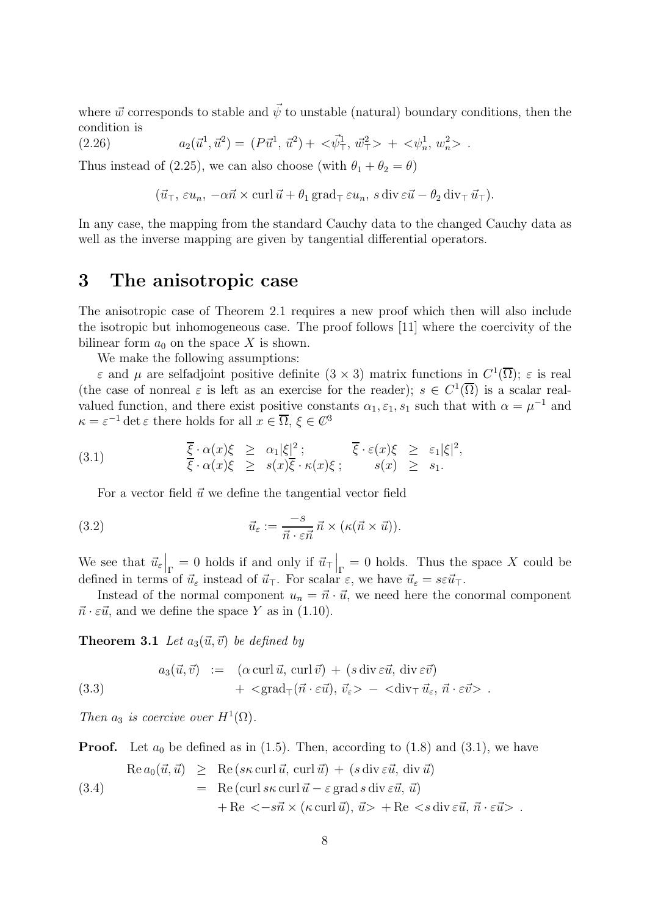where $\vec{w}$ corresponds to stable and $\vec{\psi}$ to unstable (natural) boundary conditions, then the condition is

$$a_2(\vec{u}^1, \vec{u}^2) = (P\vec{u}^1, \vec{u}^2) + <\vec{\psi}^1_\top, \vec{w}^2_\top> + <\psi^1_n, w^2_n> . \tag{2.26}$$

Thus instead of (2.25), we can also choose (with $\theta_1 + \theta_2 = \theta$)

$$(\vec{u}_\top, \varepsilon u_n, -\alpha\vec{n} \times \operatorname{curl} \vec{u} + \theta_1 \operatorname{grad}_\top \varepsilon u_n, s \operatorname{div} \varepsilon\vec{u} - \theta_2 \operatorname{div}_\top \vec{u}_\top).$$

In any case, the mapping from the standard Cauchy data to the changed Cauchy data as well as the inverse mapping are given by tangential differential operators.

# 3 The anisotropic case

The anisotropic case of Theorem 2.1 requires a new proof which then will also include the isotropic but inhomogeneous case. The proof follows [11] where the coercivity of the bilinear form $a_0$ on the space $X$ is shown.

We make the following assumptions:

$\varepsilon$ and $\mu$ are selfadjoint positive definite $(3 \times 3)$ matrix functions in $C^1(\overline{\Omega})$; $\varepsilon$ is real (the case of nonreal $\varepsilon$ is left as an exercise for the reader); $s \in C^1(\overline{\Omega})$ is a scalar real-valued function, and there exist positive constants $\alpha_1, \varepsilon_1, s_1$ such that with $\alpha = \mu^{-1}$ and $\kappa = \varepsilon^{-1} \det \varepsilon$ there holds for all $x \in \overline{\Omega}$, $\xi \in \mathbb{C}^3$

$$\begin{array}{rclcrcl} \overline{\xi} \cdot \alpha(x)\xi & \geq & \alpha_1 |\xi|^2 ; & & \overline{\xi} \cdot \varepsilon(x)\xi & \geq & \varepsilon_1 |\xi|^2, \\ \overline{\xi} \cdot \alpha(x)\xi & \geq & s(x)\overline{\xi} \cdot \kappa(x)\xi ; & & s(x) & \geq & s_1. \end{array} \tag{3.1}$$

For a vector field $\vec{u}$ we define the tangential vector field

$$\vec{u}_\varepsilon := \frac{-s}{\vec{n} \cdot \varepsilon\vec{n}} \vec{n} \times (\kappa(\vec{n} \times \vec{u})). \tag{3.2}$$

We see that $\vec{u}_\varepsilon\big|_\Gamma = 0$ holds if and only if $\vec{u}_\top\big|_\Gamma = 0$ holds. Thus the space $X$ could be defined in terms of $\vec{u}_\varepsilon$ instead of $\vec{u}_\top$. For scalar $\varepsilon$, we have $\vec{u}_\varepsilon = s\varepsilon\vec{u}_\top$.

Instead of the normal component $u_n = \vec{n} \cdot \vec{u}$, we need here the conormal component $\vec{n} \cdot \varepsilon\vec{u}$, and we define the space $Y$ as in (1.10).

**Theorem 3.1** *Let $a_3(\vec{u}, \vec{v})$ be defined by*

$$\begin{aligned} a_3(\vec{u}, \vec{v}) \; := \; & (\alpha \operatorname{curl} \vec{u}, \operatorname{curl} \vec{v}) + (s \operatorname{div} \varepsilon\vec{u}, \operatorname{div} \varepsilon\vec{v}) \\ & + <\operatorname{grad}_\top(\vec{n} \cdot \varepsilon\vec{u}), \vec{v}_\varepsilon> - <\operatorname{div}_\top \vec{u}_\varepsilon, \vec{n} \cdot \varepsilon\vec{v}> . \end{aligned} \tag{3.3}$$

*Then $a_3$ is coercive over $H^1(\Omega)$.*

**Proof.** Let $a_0$ be defined as in (1.5). Then, according to (1.8) and (3.1), we have

$$\begin{aligned} \operatorname{Re} a_0(\vec{u}, \vec{u}) \; & \geq \; \operatorname{Re} (s\kappa \operatorname{curl} \vec{u}, \operatorname{curl} \vec{u}) + (s \operatorname{div} \varepsilon\vec{u}, \operatorname{div} \vec{u}) \\ & = \; \operatorname{Re} (\operatorname{curl} s\kappa \operatorname{curl} \vec{u} - \varepsilon \operatorname{grad} s \operatorname{div} \varepsilon\vec{u}, \vec{u}) \\ & \quad + \operatorname{Re} <-s\vec{n} \times (\kappa \operatorname{curl} \vec{u}), \vec{u}> + \operatorname{Re} <s \operatorname{div} \varepsilon\vec{u}, \vec{n} \cdot \varepsilon\vec{u}> . \end{aligned} \tag{3.4}$$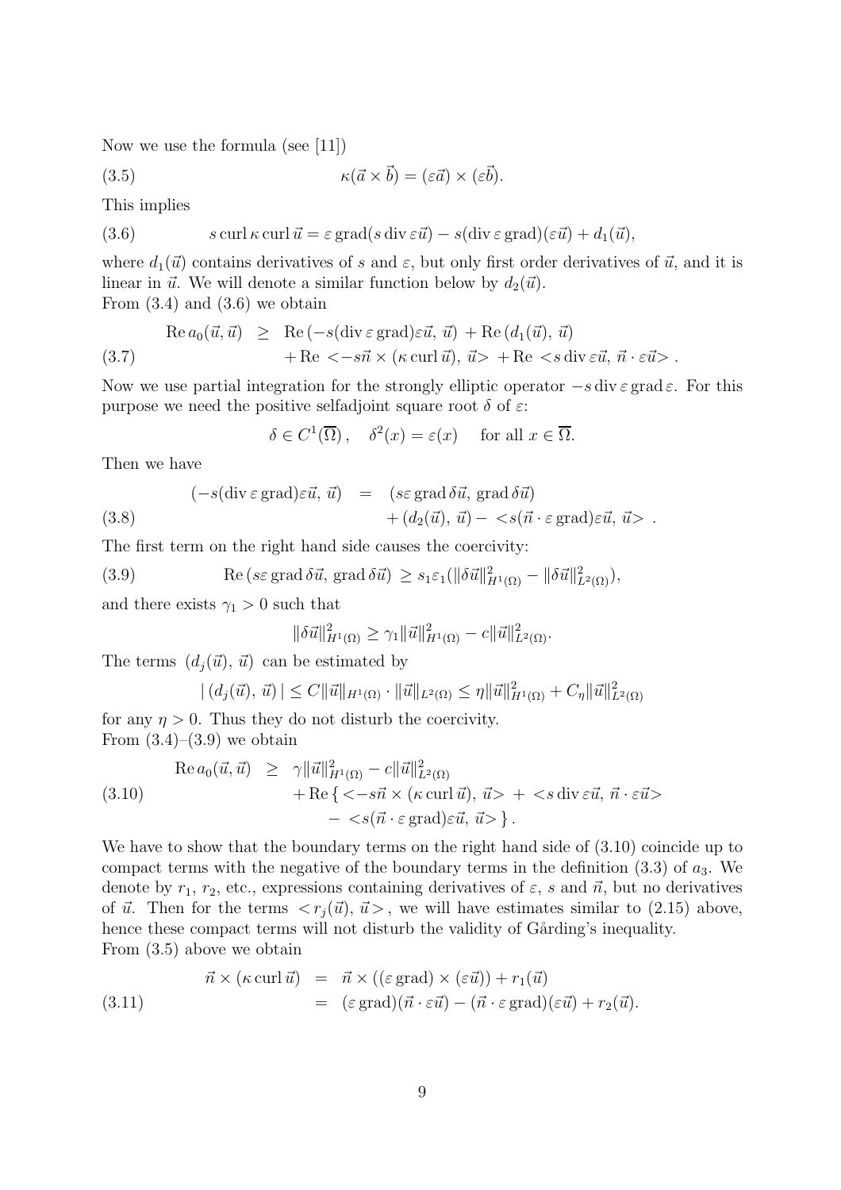Now we use the formula (see [11])

$$\kappa(\vec{a} \times \vec{b}) = (\varepsilon\vec{a}) \times (\varepsilon\vec{b}). \tag{3.5}$$

This implies

$$s \operatorname{curl} \kappa \operatorname{curl} \vec{u} = \varepsilon \operatorname{grad}(s \operatorname{div} \varepsilon\vec{u}) - s(\operatorname{div} \varepsilon \operatorname{grad})(\varepsilon\vec{u}) + d_1(\vec{u}), \tag{3.6}$$

where $d_1(\vec{u})$ contains derivatives of $s$ and $\varepsilon$, but only first order derivatives of $\vec{u}$, and it is linear in $\vec{u}$. We will denote a similar function below by $d_2(\vec{u})$.
From (3.4) and (3.6) we obtain

$$\begin{aligned}\operatorname{Re} a_0(\vec{u}, \vec{u}) \;&\geq\; \operatorname{Re}(-s(\operatorname{div} \varepsilon \operatorname{grad})\varepsilon\vec{u},\, \vec{u}) + \operatorname{Re}(d_1(\vec{u}),\, \vec{u}) \\ &\quad + \operatorname{Re} <-s\vec{n} \times (\kappa \operatorname{curl} \vec{u}),\, \vec{u}> + \operatorname{Re} <s \operatorname{div} \varepsilon\vec{u},\, \vec{n} \cdot \varepsilon\vec{u}> .\end{aligned} \tag{3.7}$$

Now we use partial integration for the strongly elliptic operator $-s \operatorname{div} \varepsilon \operatorname{grad} \varepsilon$. For this purpose we need the positive selfadjoint square root $\delta$ of $\varepsilon$:

$$\delta \in C^1(\overline{\Omega}), \quad \delta^2(x) = \varepsilon(x) \quad \text{for all } x \in \overline{\Omega}.$$

Then we have

$$\begin{aligned}(-s(\operatorname{div} \varepsilon \operatorname{grad})\varepsilon\vec{u},\, \vec{u}) \;&=\; (s\varepsilon \operatorname{grad} \delta\vec{u},\, \operatorname{grad} \delta\vec{u}) \\ &\quad + (d_2(\vec{u}),\, \vec{u}) - <s(\vec{n} \cdot \varepsilon \operatorname{grad})\varepsilon\vec{u},\, \vec{u}> .\end{aligned} \tag{3.8}$$

The first term on the right hand side causes the coercivity:

$$\operatorname{Re}(s\varepsilon \operatorname{grad} \delta\vec{u},\, \operatorname{grad} \delta\vec{u}) \geq s_1\varepsilon_1(\|\delta\vec{u}\|^2_{H^1(\Omega)} - \|\delta\vec{u}\|^2_{L^2(\Omega)}), \tag{3.9}$$

and there exists $\gamma_1 > 0$ such that

$$\|\delta\vec{u}\|^2_{H^1(\Omega)} \geq \gamma_1 \|\vec{u}\|^2_{H^1(\Omega)} - c\|\vec{u}\|^2_{L^2(\Omega)}.$$

The terms $(d_j(\vec{u}),\, \vec{u})$ can be estimated by

$$|\,(d_j(\vec{u}),\, \vec{u})\,| \leq C\|\vec{u}\|_{H^1(\Omega)} \cdot \|\vec{u}\|_{L^2(\Omega)} \leq \eta\|\vec{u}\|^2_{H^1(\Omega)} + C_\eta\|\vec{u}\|^2_{L^2(\Omega)}$$

for any $\eta > 0$. Thus they do not disturb the coercivity.
From (3.4)–(3.9) we obtain

$$\begin{aligned}\operatorname{Re} a_0(\vec{u}, \vec{u}) \;&\geq\; \gamma\|\vec{u}\|^2_{H^1(\Omega)} - c\|\vec{u}\|^2_{L^2(\Omega)} \\ &\quad + \operatorname{Re}\{ <-s\vec{n} \times (\kappa \operatorname{curl} \vec{u}),\, \vec{u}> + <s \operatorname{div} \varepsilon\vec{u},\, \vec{n} \cdot \varepsilon\vec{u}> \\ &\quad\quad - <s(\vec{n} \cdot \varepsilon \operatorname{grad})\varepsilon\vec{u},\, \vec{u}> \}.\end{aligned} \tag{3.10}$$

We have to show that the boundary terms on the right hand side of (3.10) coincide up to compact terms with the negative of the boundary terms in the definition (3.3) of $a_3$. We denote by $r_1$, $r_2$, etc., expressions containing derivatives of $\varepsilon$, $s$ and $\vec{n}$, but no derivatives of $\vec{u}$. Then for the terms $<r_j(\vec{u}), \vec{u}>$, we will have estimates similar to (2.15) above, hence these compact terms will not disturb the validity of Gårding's inequality.
From (3.5) above we obtain

$$\begin{aligned}\vec{n} \times (\kappa \operatorname{curl} \vec{u}) \;&=\; \vec{n} \times ((\varepsilon \operatorname{grad}) \times (\varepsilon\vec{u})) + r_1(\vec{u}) \\ &=\; (\varepsilon \operatorname{grad})(\vec{n} \cdot \varepsilon\vec{u}) - (\vec{n} \cdot \varepsilon \operatorname{grad})(\varepsilon\vec{u}) + r_2(\vec{u}).\end{aligned} \tag{3.11}$$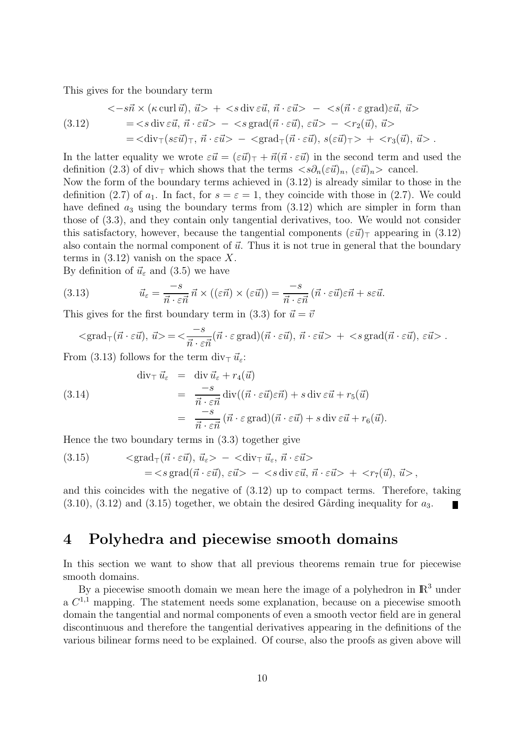This gives for the boundary term

$$
\begin{aligned}
&<-s\vec{n}\times(\kappa \operatorname{curl}\vec{u}),\, \vec{u}> \;+\; <s \operatorname{div}\varepsilon\vec{u},\, \vec{n}\cdot\varepsilon\vec{u}> \;-\; <s(\vec{n}\cdot\varepsilon \operatorname{grad})\varepsilon\vec{u},\, \vec{u}> \\
&\quad = <s \operatorname{div}\varepsilon\vec{u},\, \vec{n}\cdot\varepsilon\vec{u}> \;-\; <s \operatorname{grad}(\vec{n}\cdot\varepsilon\vec{u}),\, \varepsilon\vec{u}> \;-\; <r_2(\vec{u}),\, \vec{u}> \\
&\quad = <\operatorname{div}_\top(s\varepsilon\vec{u})_\top,\, \vec{n}\cdot\varepsilon\vec{u}> \;-\; <\operatorname{grad}_\top(\vec{n}\cdot\varepsilon\vec{u}),\, s(\varepsilon\vec{u})_\top> \;+\; <r_3(\vec{u}),\, \vec{u}>\,.
\end{aligned} \tag{3.12}
$$

In the latter equality we wrote $\varepsilon\vec{u} = (\varepsilon\vec{u})_\top + \vec{n}(\vec{n}\cdot\varepsilon\vec{u})$ in the second term and used the definition (2.3) of $\operatorname{div}_\top$ which shows that the terms $<s\partial_n(\varepsilon\vec{u})_n,\, (\varepsilon\vec{u})_n>$ cancel.
Now the form of the boundary terms achieved in (3.12) is already similar to those in the definition (2.7) of $a_1$. In fact, for $s=\varepsilon=1$, they coincide with those in (2.7). We could have defined $a_3$ using the boundary terms from (3.12) which are simpler in form than those of (3.3), and they contain only tangential derivatives, too. We would not consider this satisfactory, however, because the tangential components $(\varepsilon\vec{u})_\top$ appearing in (3.12) also contain the normal component of $\vec{u}$. Thus it is not true in general that the boundary terms in (3.12) vanish on the space $X$.
By definition of $\vec{u}_\varepsilon$ and (3.5) we have

$$
\vec{u}_\varepsilon = \frac{-s}{\vec{n}\cdot\varepsilon\vec{n}}\,\vec{n}\times((\varepsilon\vec{n})\times(\varepsilon\vec{u})) = \frac{-s}{\vec{n}\cdot\varepsilon\vec{n}}\,(\vec{n}\cdot\varepsilon\vec{u})\varepsilon\vec{n} + s\varepsilon\vec{u}. \tag{3.13}
$$

This gives for the first boundary term in (3.3) for $\vec{u}=\vec{v}$

$$
<\operatorname{grad}_\top(\vec{n}\cdot\varepsilon\vec{u}),\, \vec{u}> = <\frac{-s}{\vec{n}\cdot\varepsilon\vec{n}}(\vec{n}\cdot\varepsilon \operatorname{grad})(\vec{n}\cdot\varepsilon\vec{u}),\, \vec{n}\cdot\varepsilon\vec{u}> \;+\; <s \operatorname{grad}(\vec{n}\cdot\varepsilon\vec{u}),\, \varepsilon\vec{u}>\,.
$$

From (3.13) follows for the term $\operatorname{div}_\top \vec{u}_\varepsilon$:

$$
\begin{aligned}
\operatorname{div}_\top \vec{u}_\varepsilon &= \operatorname{div}\vec{u}_\varepsilon + r_4(\vec{u}) \\
&= \frac{-s}{\vec{n}\cdot\varepsilon\vec{n}}\operatorname{div}((\vec{n}\cdot\varepsilon\vec{u})\varepsilon\vec{n}) + s\operatorname{div}\varepsilon\vec{u} + r_5(\vec{u}) \\
&= \frac{-s}{\vec{n}\cdot\varepsilon\vec{n}}\,(\vec{n}\cdot\varepsilon \operatorname{grad})(\vec{n}\cdot\varepsilon\vec{u}) + s\operatorname{div}\varepsilon\vec{u} + r_6(\vec{u}).
\end{aligned} \tag{3.14}
$$

Hence the two boundary terms in (3.3) together give

$$
\begin{aligned}
&<\operatorname{grad}_\top(\vec{n}\cdot\varepsilon\vec{u}),\, \vec{u}_\varepsilon> \;-\; <\operatorname{div}_\top \vec{u}_\varepsilon,\, \vec{n}\cdot\varepsilon\vec{u}> \\
&\quad = <s \operatorname{grad}(\vec{n}\cdot\varepsilon\vec{u}),\, \varepsilon\vec{u}> \;-\; <s\operatorname{div}\varepsilon\vec{u},\, \vec{n}\cdot\varepsilon\vec{u}> \;+\; <r_7(\vec{u}),\, \vec{u}>\,,
\end{aligned} \tag{3.15}
$$

and this coincides with the negative of (3.12) up to compact terms. Therefore, taking (3.10), (3.12) and (3.15) together, we obtain the desired Gårding inequality for $a_3$. ∎

# 4 Polyhedra and piecewise smooth domains

In this section we want to show that all previous theorems remain true for piecewise smooth domains.

By a piecewise smooth domain we mean here the image of a polyhedron in $\mathbb{R}^3$ under a $C^{1,1}$ mapping. The statement needs some explanation, because on a piecewise smooth domain the tangential and normal components of even a smooth vector field are in general discontinuous and therefore the tangential derivatives appearing in the definitions of the various bilinear forms need to be explained. Of course, also the proofs as given above will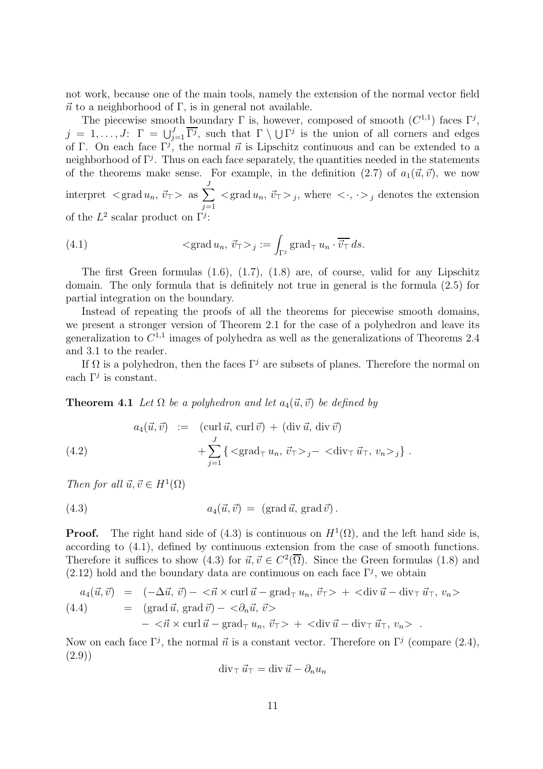not work, because one of the main tools, namely the extension of the normal vector field $\vec{n}$ to a neighborhood of $\Gamma$, is in general not available.

The piecewise smooth boundary $\Gamma$ is, however, composed of smooth ($C^{1,1}$) faces $\Gamma^j$, $j = 1, \dots, J$: $\Gamma = \bigcup_{j=1}^J \overline{\Gamma^j}$, such that $\Gamma \setminus \bigcup \Gamma^j$ is the union of all corners and edges of $\Gamma$. On each face $\Gamma^j$, the normal $\vec{n}$ is Lipschitz continuous and can be extended to a neighborhood of $\Gamma^j$. Thus on each face separately, the quantities needed in the statements of the theorems make sense. For example, in the definition (2.7) of $a_1(\vec{u}, \vec{v})$, we now interpret $<\operatorname{grad} u_n,\, \vec{v}_\top>$ as $\sum_{j=1}^J <\operatorname{grad} u_n,\, \vec{v}_\top>_j$, where $<\cdot,\, \cdot>_j$ denotes the extension of the $L^2$ scalar product on $\Gamma^j$:

$$
<\operatorname{grad} u_n,\, \vec{v}_\top>_j := \int_{\Gamma^j} \operatorname{grad}_\top u_n \cdot \overline{\vec{v}_\top}\, ds. \tag{4.1}
$$

The first Green formulas (1.6), (1.7), (1.8) are, of course, valid for any Lipschitz domain. The only formula that is definitely not true in general is the formula (2.5) for partial integration on the boundary.

Instead of repeating the proofs of all the theorems for piecewise smooth domains, we present a stronger version of Theorem 2.1 for the case of a polyhedron and leave its generalization to $C^{1,1}$ images of polyhedra as well as the generalizations of Theorems 2.4 and 3.1 to the reader.

If $\Omega$ is a polyhedron, then the faces $\Gamma^j$ are subsets of planes. Therefore the normal on each $\Gamma^j$ is constant.

**Theorem 4.1** *Let $\Omega$ be a polyhedron and let $a_4(\vec{u}, \vec{v})$ be defined by*

$$
\begin{aligned}
a_4(\vec{u}, \vec{v}) \;&:=\; (\operatorname{curl} \vec{u},\, \operatorname{curl} \vec{v}) \,+\, (\operatorname{div} \vec{u},\, \operatorname{div} \vec{v}) \\
&\quad + \sum_{j=1}^J \left\{ <\operatorname{grad}_\top u_n,\, \vec{v}_\top>_j - <\operatorname{div}_\top \vec{u}_\top,\, v_n>_j \right\}.
\end{aligned} \tag{4.2}
$$

*Then for all $\vec{u}, \vec{v} \in H^1(\Omega)$*

$$
a_4(\vec{u}, \vec{v}) \;=\; (\operatorname{grad} \vec{u},\, \operatorname{grad} \vec{v}). \tag{4.3}
$$

**Proof.** The right hand side of (4.3) is continuous on $H^1(\Omega)$, and the left hand side is, according to (4.1), defined by continuous extension from the case of smooth functions. Therefore it suffices to show (4.3) for $\vec{u}, \vec{v} \in C^2(\overline{\Omega})$. Since the Green formulas (1.8) and (2.12) hold and the boundary data are continuous on each face $\Gamma^j$, we obtain

$$
\begin{aligned}
a_4(\vec{u}, \vec{v}) \;&=\; (-\Delta \vec{u},\, \vec{v}) - <\vec{n} \times \operatorname{curl} \vec{u} - \operatorname{grad}_\top u_n,\, \vec{v}_\top> \,+\, <\operatorname{div} \vec{u} - \operatorname{div}_\top \vec{u}_\top,\, v_n> \\
&=\; (\operatorname{grad} \vec{u},\, \operatorname{grad} \vec{v}) - <\partial_n \vec{u},\, \vec{v}> \\
&\quad - <\vec{n} \times \operatorname{curl} \vec{u} - \operatorname{grad}_\top u_n,\, \vec{v}_\top> \,+\, <\operatorname{div} \vec{u} - \operatorname{div}_\top \vec{u}_\top,\, v_n> \;.
\end{aligned} \tag{4.4}
$$

Now on each face $\Gamma^j$, the normal $\vec{n}$ is a constant vector. Therefore on $\Gamma^j$ (compare (2.4), (2.9))

$$
\operatorname{div}_\top \vec{u}_\top = \operatorname{div} \vec{u} - \partial_n u_n
$$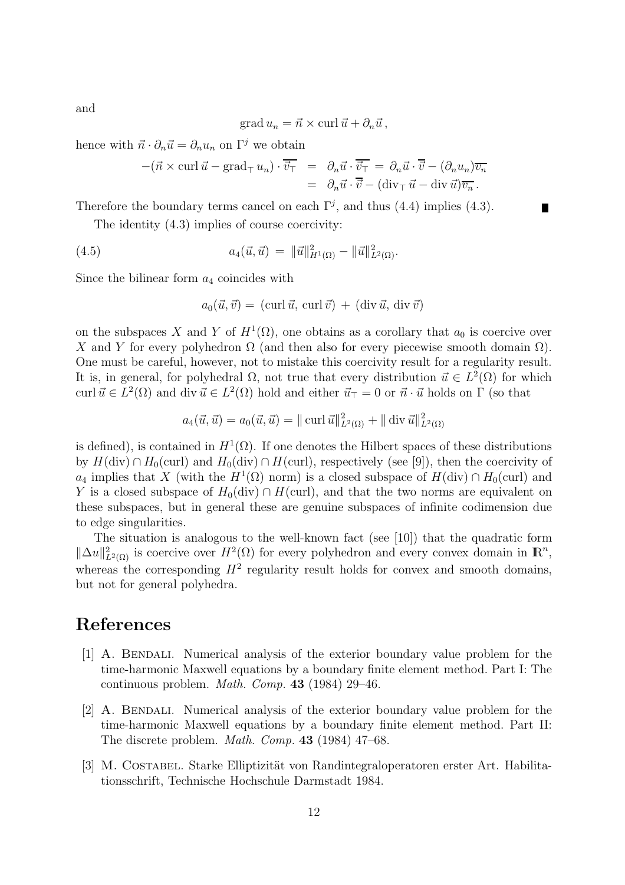and

$$\operatorname{grad} u_n = \vec{n} \times \operatorname{curl} \vec{u} + \partial_n \vec{u}\,,$$

hence with $\vec{n} \cdot \partial_n \vec{u} = \partial_n u_n$ on $\Gamma^j$ we obtain

$$\begin{aligned}
-(\vec{n} \times \operatorname{curl} \vec{u} - \operatorname{grad}_\top u_n) \cdot \overline{\vec{v}_\top} &= \partial_n \vec{u} \cdot \overline{\vec{v}_\top} = \partial_n \vec{u} \cdot \overline{\vec{v}} - (\partial_n u_n)\overline{v_n} \\
&= \partial_n \vec{u} \cdot \overline{\vec{v}} - (\operatorname{div}_\top \vec{u} - \operatorname{div} \vec{u})\overline{v_n}\,.
\end{aligned}$$

Therefore the boundary terms cancel on each $\Gamma^j$, and thus (4.4) implies (4.3). ∎

The identity (4.3) implies of course coercivity:

$$a_4(\vec{u}, \vec{u}) = \|\vec{u}\|^2_{H^1(\Omega)} - \|\vec{u}\|^2_{L^2(\Omega)}. \tag{4.5}$$

Since the bilinear form $a_4$ coincides with

$$a_0(\vec{u}, \vec{v}) = (\operatorname{curl} \vec{u}, \operatorname{curl} \vec{v}) + (\operatorname{div} \vec{u}, \operatorname{div} \vec{v})$$

on the subspaces $X$ and $Y$ of $H^1(\Omega)$, one obtains as a corollary that $a_0$ is coercive over $X$ and $Y$ for every polyhedron $\Omega$ (and then also for every piecewise smooth domain $\Omega$). One must be careful, however, not to mistake this coercivity result for a regularity result. It is, in general, for polyhedral $\Omega$, not true that every distribution $\vec{u} \in L^2(\Omega)$ for which $\operatorname{curl} \vec{u} \in L^2(\Omega)$ and $\operatorname{div} \vec{u} \in L^2(\Omega)$ hold and either $\vec{u}_\top = 0$ or $\vec{n} \cdot \vec{u}$ holds on $\Gamma$ (so that

$$a_4(\vec{u}, \vec{u}) = a_0(\vec{u}, \vec{u}) = \|\operatorname{curl} \vec{u}\|^2_{L^2(\Omega)} + \|\operatorname{div} \vec{u}\|^2_{L^2(\Omega)}$$

is defined), is contained in $H^1(\Omega)$. If one denotes the Hilbert spaces of these distributions by $H(\operatorname{div}) \cap H_0(\operatorname{curl})$ and $H_0(\operatorname{div}) \cap H(\operatorname{curl})$, respectively (see [9]), then the coercivity of $a_4$ implies that $X$ (with the $H^1(\Omega)$ norm) is a closed subspace of $H(\operatorname{div}) \cap H_0(\operatorname{curl})$ and $Y$ is a closed subspace of $H_0(\operatorname{div}) \cap H(\operatorname{curl})$, and that the two norms are equivalent on these subspaces, but in general these are genuine subspaces of infinite codimension due to edge singularities.

The situation is analogous to the well-known fact (see [10]) that the quadratic form $\|\Delta u\|^2_{L^2(\Omega)}$ is coercive over $H^2(\Omega)$ for every polyhedron and every convex domain in $\mathbb{R}^n$, whereas the corresponding $H^2$ regularity result holds for convex and smooth domains, but not for general polyhedra.

# References

[1] A. Bendali. Numerical analysis of the exterior boundary value problem for the time-harmonic Maxwell equations by a boundary finite element method. Part I: The continuous problem. *Math. Comp.* **43** (1984) 29–46.

[2] A. Bendali. Numerical analysis of the exterior boundary value problem for the time-harmonic Maxwell equations by a boundary finite element method. Part II: The discrete problem. *Math. Comp.* **43** (1984) 47–68.

[3] M. Costabel. Starke Elliptizität von Randintegraloperatoren erster Art. Habilitationsschrift, Technische Hochschule Darmstadt 1984.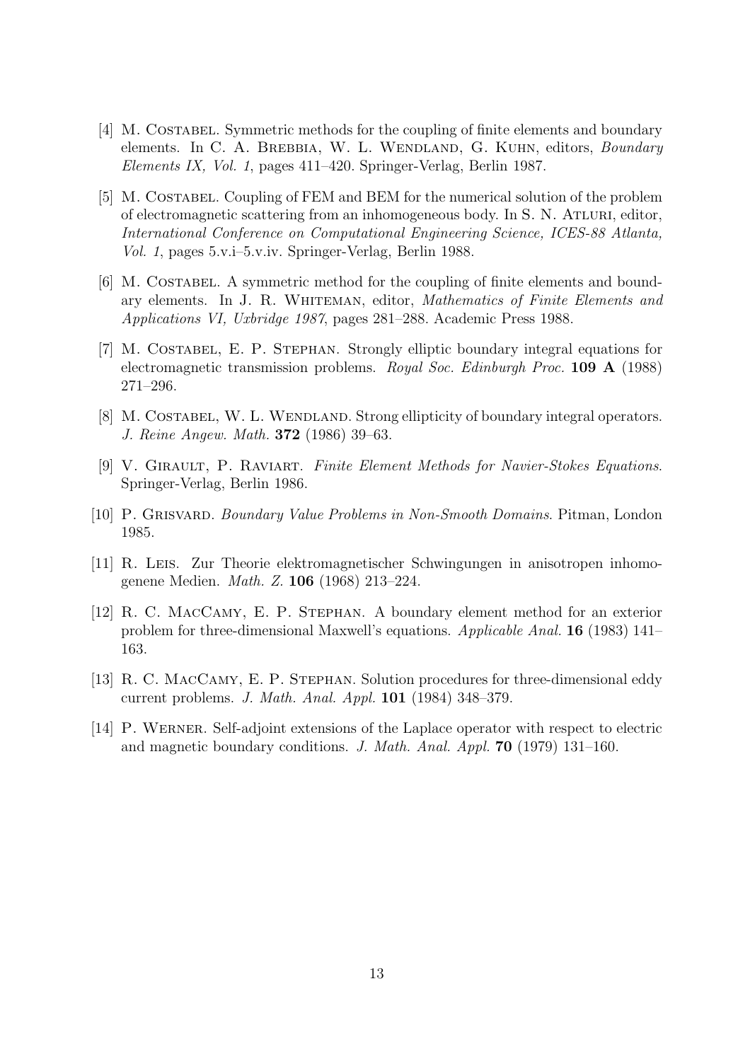[4] M. Costabel. Symmetric methods for the coupling of finite elements and boundary elements. In C. A. Brebbia, W. L. Wendland, G. Kuhn, editors, *Boundary Elements IX, Vol. 1*, pages 411–420. Springer-Verlag, Berlin 1987.

[5] M. Costabel. Coupling of FEM and BEM for the numerical solution of the problem of electromagnetic scattering from an inhomogeneous body. In S. N. Atluri, editor, *International Conference on Computational Engineering Science, ICES-88 Atlanta, Vol. 1*, pages 5.v.i–5.v.iv. Springer-Verlag, Berlin 1988.

[6] M. Costabel. A symmetric method for the coupling of finite elements and boundary elements. In J. R. Whiteman, editor, *Mathematics of Finite Elements and Applications VI, Uxbridge 1987*, pages 281–288. Academic Press 1988.

[7] M. Costabel, E. P. Stephan. Strongly elliptic boundary integral equations for electromagnetic transmission problems. *Royal Soc. Edinburgh Proc.* **109 A** (1988) 271–296.

[8] M. Costabel, W. L. Wendland. Strong ellipticity of boundary integral operators. *J. Reine Angew. Math.* **372** (1986) 39–63.

[9] V. Girault, P. Raviart. *Finite Element Methods for Navier-Stokes Equations*. Springer-Verlag, Berlin 1986.

[10] P. Grisvard. *Boundary Value Problems in Non-Smooth Domains*. Pitman, London 1985.

[11] R. Leis. Zur Theorie elektromagnetischer Schwingungen in anisotropen inhomogenene Medien. *Math. Z.* **106** (1968) 213–224.

[12] R. C. MacCamy, E. P. Stephan. A boundary element method for an exterior problem for three-dimensional Maxwell's equations. *Applicable Anal.* **16** (1983) 141–163.

[13] R. C. MacCamy, E. P. Stephan. Solution procedures for three-dimensional eddy current problems. *J. Math. Anal. Appl.* **101** (1984) 348–379.

[14] P. Werner. Self-adjoint extensions of the Laplace operator with respect to electric and magnetic boundary conditions. *J. Math. Anal. Appl.* **70** (1979) 131–160.